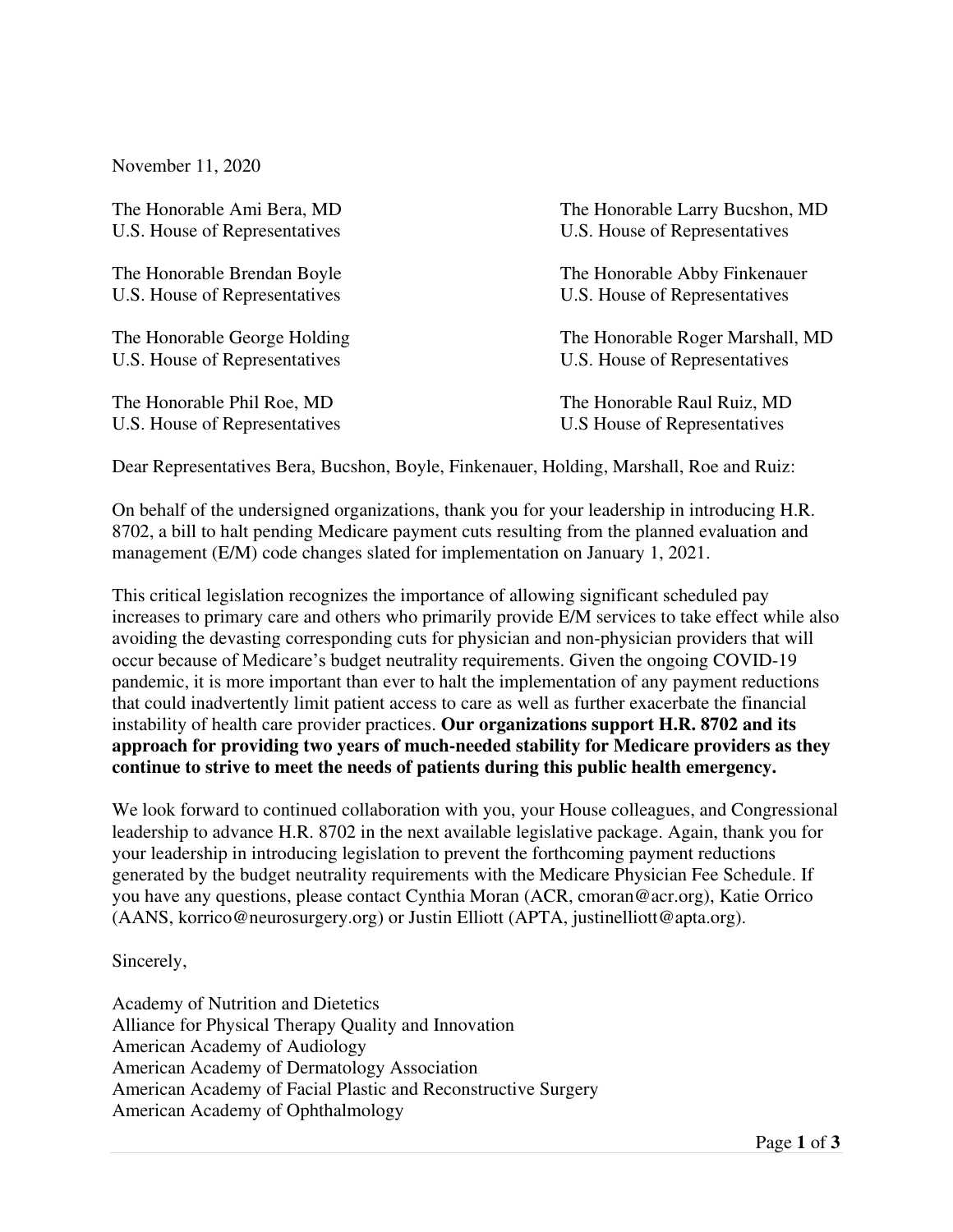November 11, 2020

The Honorable Ami Bera, MD
U.S. House of Representatives

The Honorable Larry Bucshon, MD
U.S. House of Representatives

The Honorable Brendan Boyle
U.S. House of Representatives

The Honorable Abby Finkenauer
U.S. House of Representatives

The Honorable George Holding
U.S. House of Representatives

The Honorable Roger Marshall, MD
U.S. House of Representatives

The Honorable Phil Roe, MD
U.S. House of Representatives

The Honorable Raul Ruiz, MD
U.S House of Representatives

Dear Representatives Bera, Bucshon, Boyle, Finkenauer, Holding, Marshall, Roe and Ruiz:

On behalf of the undersigned organizations, thank you for your leadership in introducing H.R. 8702, a bill to halt pending Medicare payment cuts resulting from the planned evaluation and management (E/M) code changes slated for implementation on January 1, 2021.

This critical legislation recognizes the importance of allowing significant scheduled pay increases to primary care and others who primarily provide E/M services to take effect while also avoiding the devasting corresponding cuts for physician and non-physician providers that will occur because of Medicare's budget neutrality requirements. Given the ongoing COVID-19 pandemic, it is more important than ever to halt the implementation of any payment reductions that could inadvertently limit patient access to care as well as further exacerbate the financial instability of health care provider practices. **Our organizations support H.R. 8702 and its approach for providing two years of much-needed stability for Medicare providers as they continue to strive to meet the needs of patients during this public health emergency.**

We look forward to continued collaboration with you, your House colleagues, and Congressional leadership to advance H.R. 8702 in the next available legislative package. Again, thank you for your leadership in introducing legislation to prevent the forthcoming payment reductions generated by the budget neutrality requirements with the Medicare Physician Fee Schedule. If you have any questions, please contact Cynthia Moran (ACR, cmoran@acr.org), Katie Orrico (AANS, korrico@neurosurgery.org) or Justin Elliott (APTA, justinelliott@apta.org).

Sincerely,

Academy of Nutrition and Dietetics
Alliance for Physical Therapy Quality and Innovation
American Academy of Audiology
American Academy of Dermatology Association
American Academy of Facial Plastic and Reconstructive Surgery
American Academy of Ophthalmology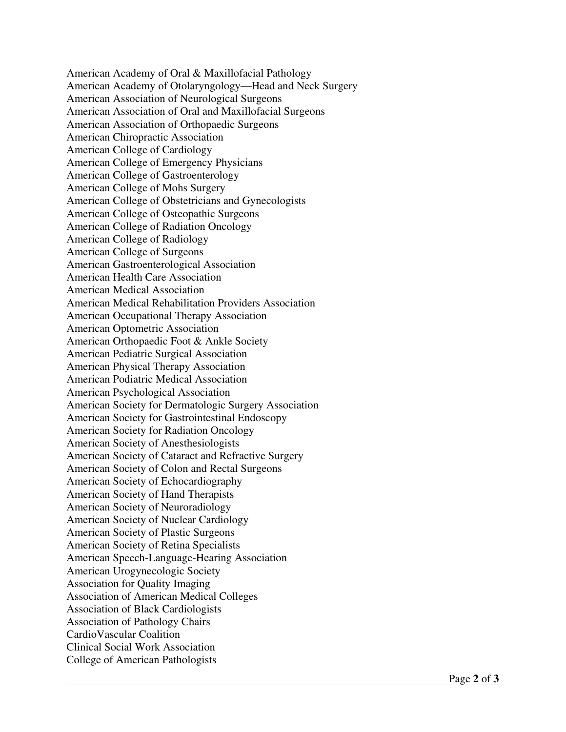American Academy of Oral & Maxillofacial Pathology
American Academy of Otolaryngology—Head and Neck Surgery
American Association of Neurological Surgeons
American Association of Oral and Maxillofacial Surgeons
American Association of Orthopaedic Surgeons
American Chiropractic Association
American College of Cardiology
American College of Emergency Physicians
American College of Gastroenterology
American College of Mohs Surgery
American College of Obstetricians and Gynecologists
American College of Osteopathic Surgeons
American College of Radiation Oncology
American College of Radiology
American College of Surgeons
American Gastroenterological Association
American Health Care Association
American Medical Association
American Medical Rehabilitation Providers Association
American Occupational Therapy Association
American Optometric Association
American Orthopaedic Foot & Ankle Society
American Pediatric Surgical Association
American Physical Therapy Association
American Podiatric Medical Association
American Psychological Association
American Society for Dermatologic Surgery Association
American Society for Gastrointestinal Endoscopy
American Society for Radiation Oncology
American Society of Anesthesiologists
American Society of Cataract and Refractive Surgery
American Society of Colon and Rectal Surgeons
American Society of Echocardiography
American Society of Hand Therapists
American Society of Neuroradiology
American Society of Nuclear Cardiology
American Society of Plastic Surgeons
American Society of Retina Specialists
American Speech-Language-Hearing Association
American Urogynecologic Society
Association for Quality Imaging
Association of American Medical Colleges
Association of Black Cardiologists
Association of Pathology Chairs
CardioVascular Coalition
Clinical Social Work Association
College of American Pathologists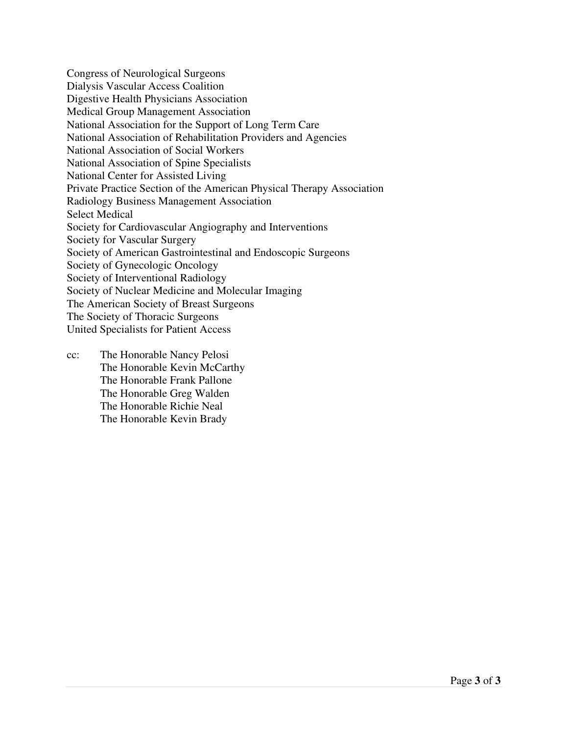Congress of Neurological Surgeons
Dialysis Vascular Access Coalition
Digestive Health Physicians Association
Medical Group Management Association
National Association for the Support of Long Term Care
National Association of Rehabilitation Providers and Agencies
National Association of Social Workers
National Association of Spine Specialists
National Center for Assisted Living
Private Practice Section of the American Physical Therapy Association
Radiology Business Management Association
Select Medical
Society for Cardiovascular Angiography and Interventions
Society for Vascular Surgery
Society of American Gastrointestinal and Endoscopic Surgeons
Society of Gynecologic Oncology
Society of Interventional Radiology
Society of Nuclear Medicine and Molecular Imaging
The American Society of Breast Surgeons
The Society of Thoracic Surgeons
United Specialists for Patient Access

cc: The Honorable Nancy Pelosi
The Honorable Kevin McCarthy
The Honorable Frank Pallone
The Honorable Greg Walden
The Honorable Richie Neal
The Honorable Kevin Brady